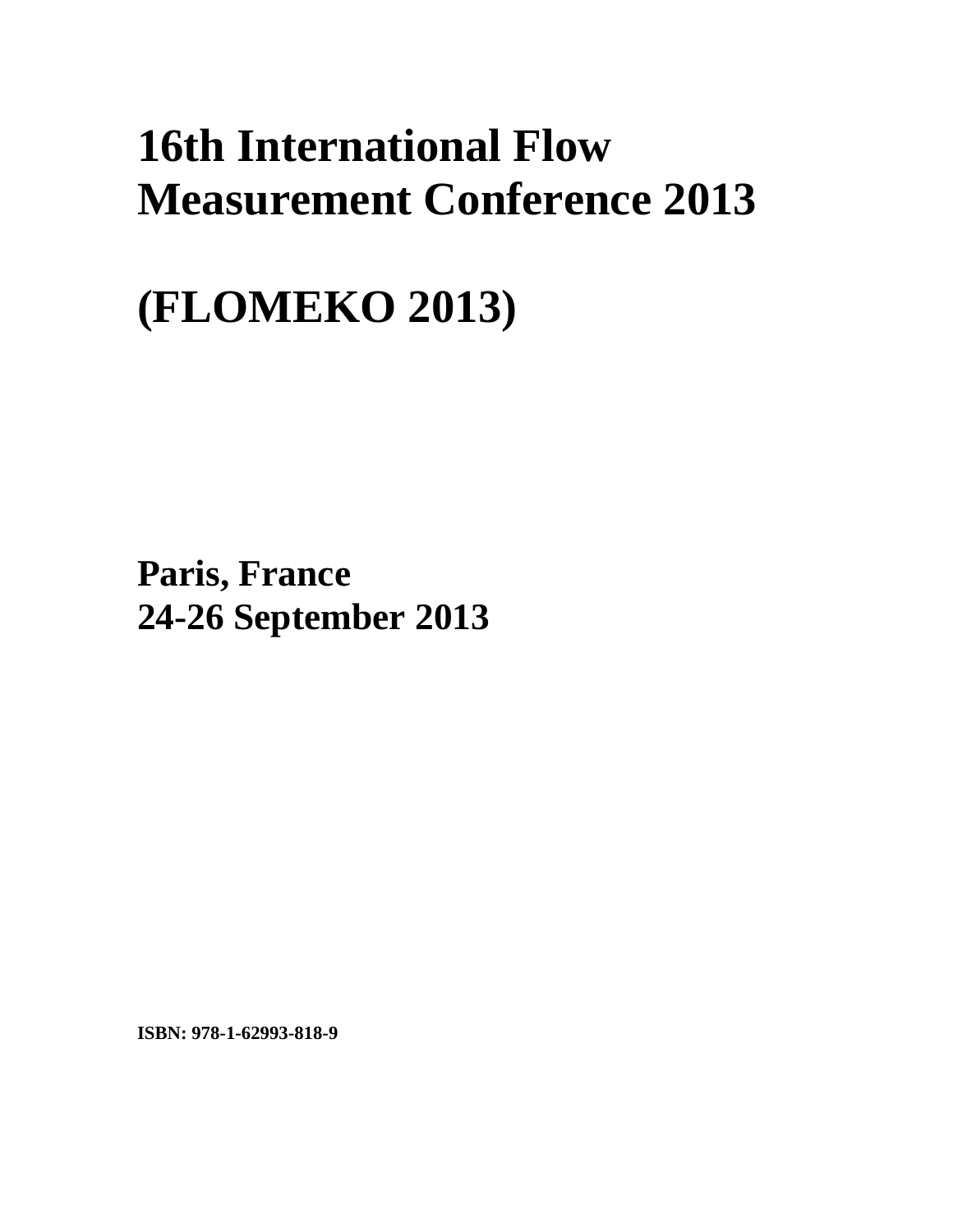# 16th International Flow Measurement Conference 2013

# (FLOMEKO 2013)

**Paris, France**
**24-26 September 2013**

**ISBN: 978-1-62993-818-9**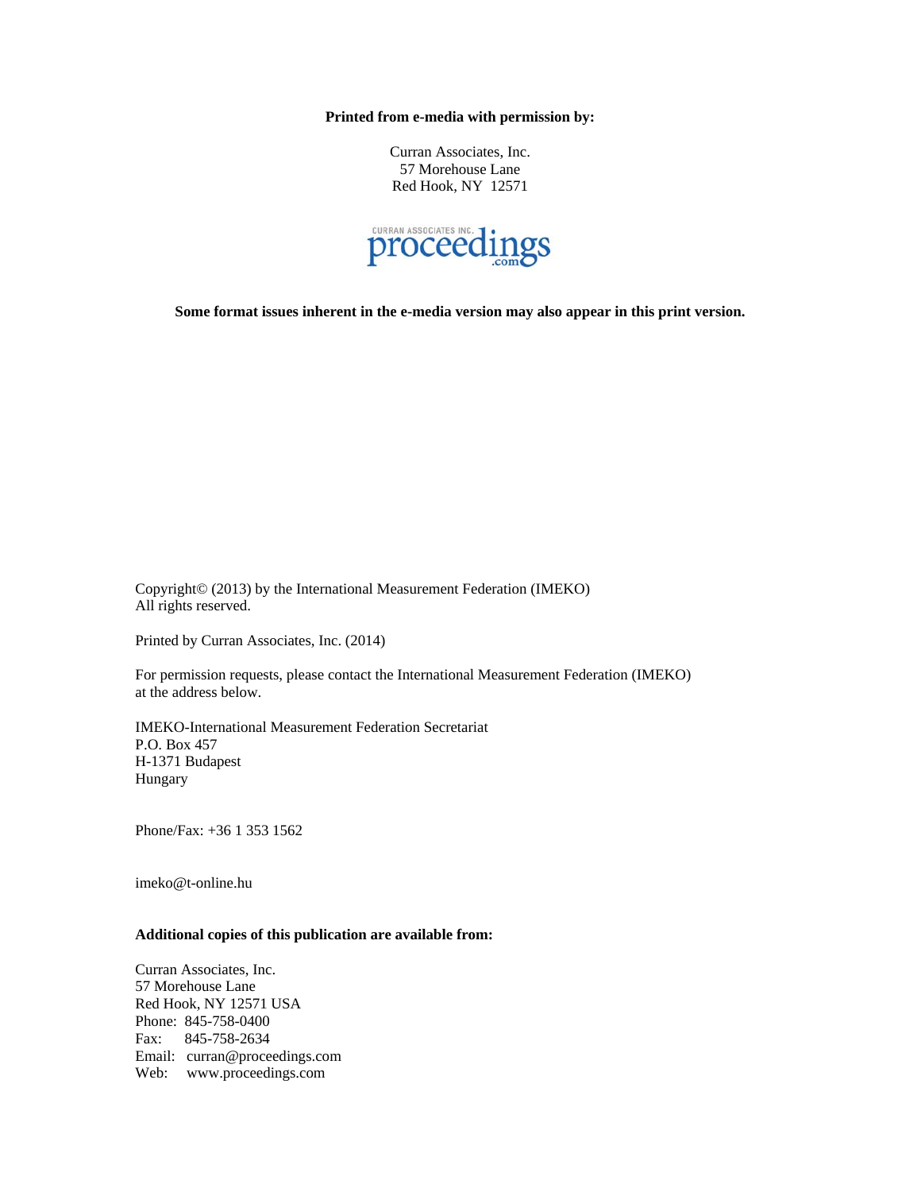**Printed from e-media with permission by:**

Curran Associates, Inc.
57 Morehouse Lane
Red Hook, NY 12571

CURRAN ASSOCIATES INC. proceedings .com

**Some format issues inherent in the e-media version may also appear in this print version.**

Copyright© (2013) by the International Measurement Federation (IMEKO)
All rights reserved.

Printed by Curran Associates, Inc. (2014)

For permission requests, please contact the International Measurement Federation (IMEKO) at the address below.

IMEKO-International Measurement Federation Secretariat
P.O. Box 457
H-1371 Budapest
Hungary

Phone/Fax: +36 1 353 1562

imeko@t-online.hu

**Additional copies of this publication are available from:**

Curran Associates, Inc.
57 Morehouse Lane
Red Hook, NY 12571 USA
Phone: 845-758-0400
Fax: 845-758-2634
Email: curran@proceedings.com
Web: www.proceedings.com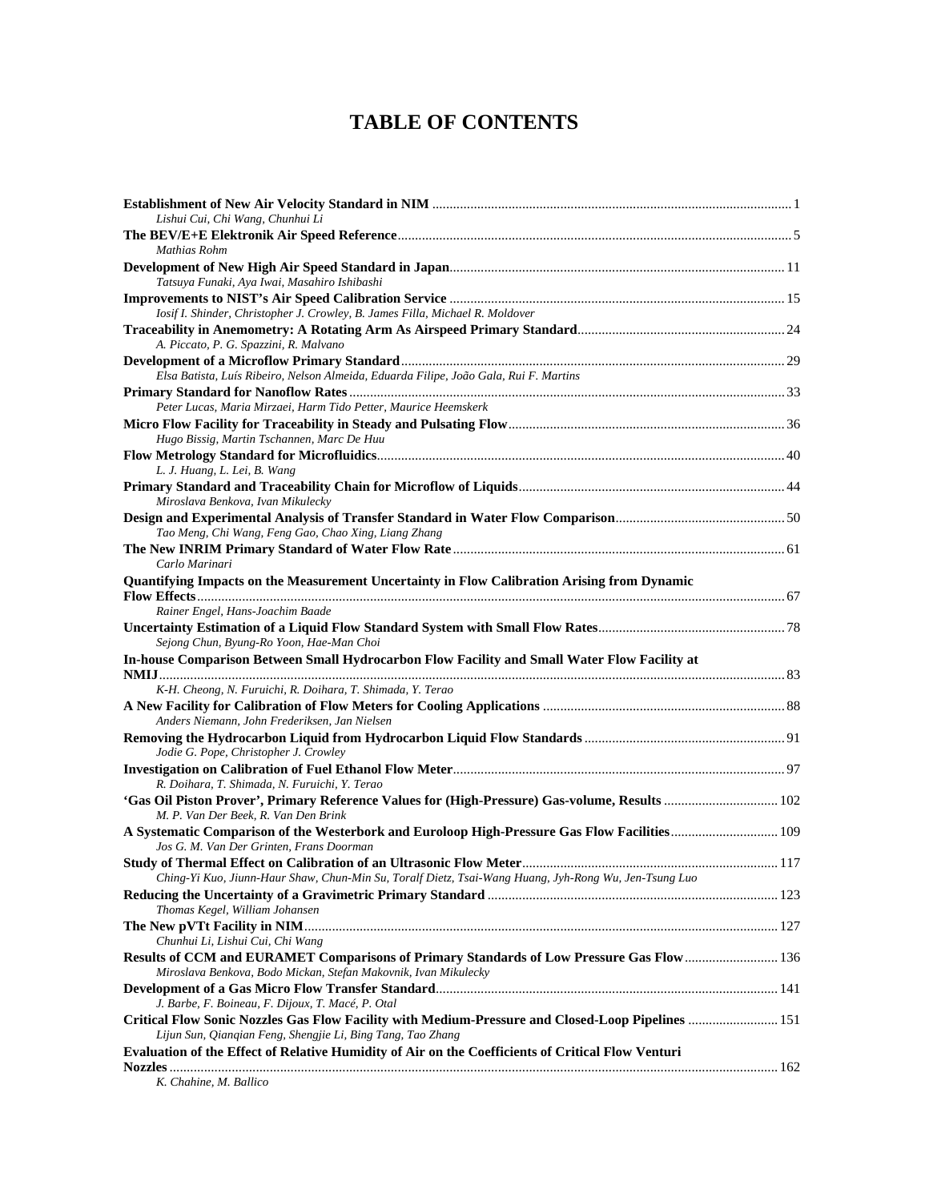# TABLE OF CONTENTS

**Establishment of New Air Velocity Standard in NIM** ... 1
*Lishui Cui, Chi Wang, Chunhui Li*

**The BEV/E+E Elektronik Air Speed Reference** ... 5
*Mathias Rohm*

**Development of New High Air Speed Standard in Japan** ... 11
*Tatsuya Funaki, Aya Iwai, Masahiro Ishibashi*

**Improvements to NIST's Air Speed Calibration Service** ... 15
*Iosif I. Shinder, Christopher J. Crowley, B. James Filla, Michael R. Moldover*

**Traceability in Anemometry: A Rotating Arm As Airspeed Primary Standard** ... 24
*A. Piccato, P. G. Spazzini, R. Malvano*

**Development of a Microflow Primary Standard** ... 29
*Elsa Batista, Luís Ribeiro, Nelson Almeida, Eduarda Filipe, João Gala, Rui F. Martins*

**Primary Standard for Nanoflow Rates** ... 33
*Peter Lucas, Maria Mirzaei, Harm Tido Petter, Maurice Heemskerk*

**Micro Flow Facility for Traceability in Steady and Pulsating Flow** ... 36
*Hugo Bissig, Martin Tschannen, Marc De Huu*

**Flow Metrology Standard for Microfluidics** ... 40
*L. J. Huang, L. Lei, B. Wang*

**Primary Standard and Traceability Chain for Microflow of Liquids** ... 44
*Miroslava Benkova, Ivan Mikulecky*

**Design and Experimental Analysis of Transfer Standard in Water Flow Comparison** ... 50
*Tao Meng, Chi Wang, Feng Gao, Chao Xing, Liang Zhang*

**The New INRIM Primary Standard of Water Flow Rate** ... 61
*Carlo Marinari*

**Quantifying Impacts on the Measurement Uncertainty in Flow Calibration Arising from Dynamic Flow Effects** ... 67
*Rainer Engel, Hans-Joachim Baade*

**Uncertainty Estimation of a Liquid Flow Standard System with Small Flow Rates** ... 78
*Sejong Chun, Byung-Ro Yoon, Hae-Man Choi*

**In-house Comparison Between Small Hydrocarbon Flow Facility and Small Water Flow Facility at NMIJ** ... 83
*K-H. Cheong, N. Furuichi, R. Doihara, T. Shimada, Y. Terao*

**A New Facility for Calibration of Flow Meters for Cooling Applications** ... 88
*Anders Niemann, John Frederiksen, Jan Nielsen*

**Removing the Hydrocarbon Liquid from Hydrocarbon Liquid Flow Standards** ... 91
*Jodie G. Pope, Christopher J. Crowley*

**Investigation on Calibration of Fuel Ethanol Flow Meter** ... 97
*R. Doihara, T. Shimada, N. Furuichi, Y. Terao*

**'Gas Oil Piston Prover', Primary Reference Values for (High-Pressure) Gas-volume, Results** ... 102
*M. P. Van Der Beek, R. Van Den Brink*

**A Systematic Comparison of the Westerbork and Euroloop High-Pressure Gas Flow Facilities** ... 109
*Jos G. M. Van Der Grinten, Frans Doorman*

**Study of Thermal Effect on Calibration of an Ultrasonic Flow Meter** ... 117
*Ching-Yi Kuo, Jiunn-Haur Shaw, Chun-Min Su, Toralf Dietz, Tsai-Wang Huang, Jyh-Rong Wu, Jen-Tsung Luo*

**Reducing the Uncertainty of a Gravimetric Primary Standard** ... 123
*Thomas Kegel, William Johansen*

**The New pVTt Facility in NIM** ... 127
*Chunhui Li, Lishui Cui, Chi Wang*

**Results of CCM and EURAMET Comparisons of Primary Standards of Low Pressure Gas Flow** ... 136
*Miroslava Benkova, Bodo Mickan, Stefan Makovnik, Ivan Mikulecky*

**Development of a Gas Micro Flow Transfer Standard** ... 141
*J. Barbe, F. Boineau, F. Dijoux, T. Macé, P. Otal*

**Critical Flow Sonic Nozzles Gas Flow Facility with Medium-Pressure and Closed-Loop Pipelines** ... 151
*Lijun Sun, Qianqian Feng, Shengjie Li, Bing Tang, Tao Zhang*

**Evaluation of the Effect of Relative Humidity of Air on the Coefficients of Critical Flow Venturi Nozzles** ... 162
*K. Chahine, M. Ballico*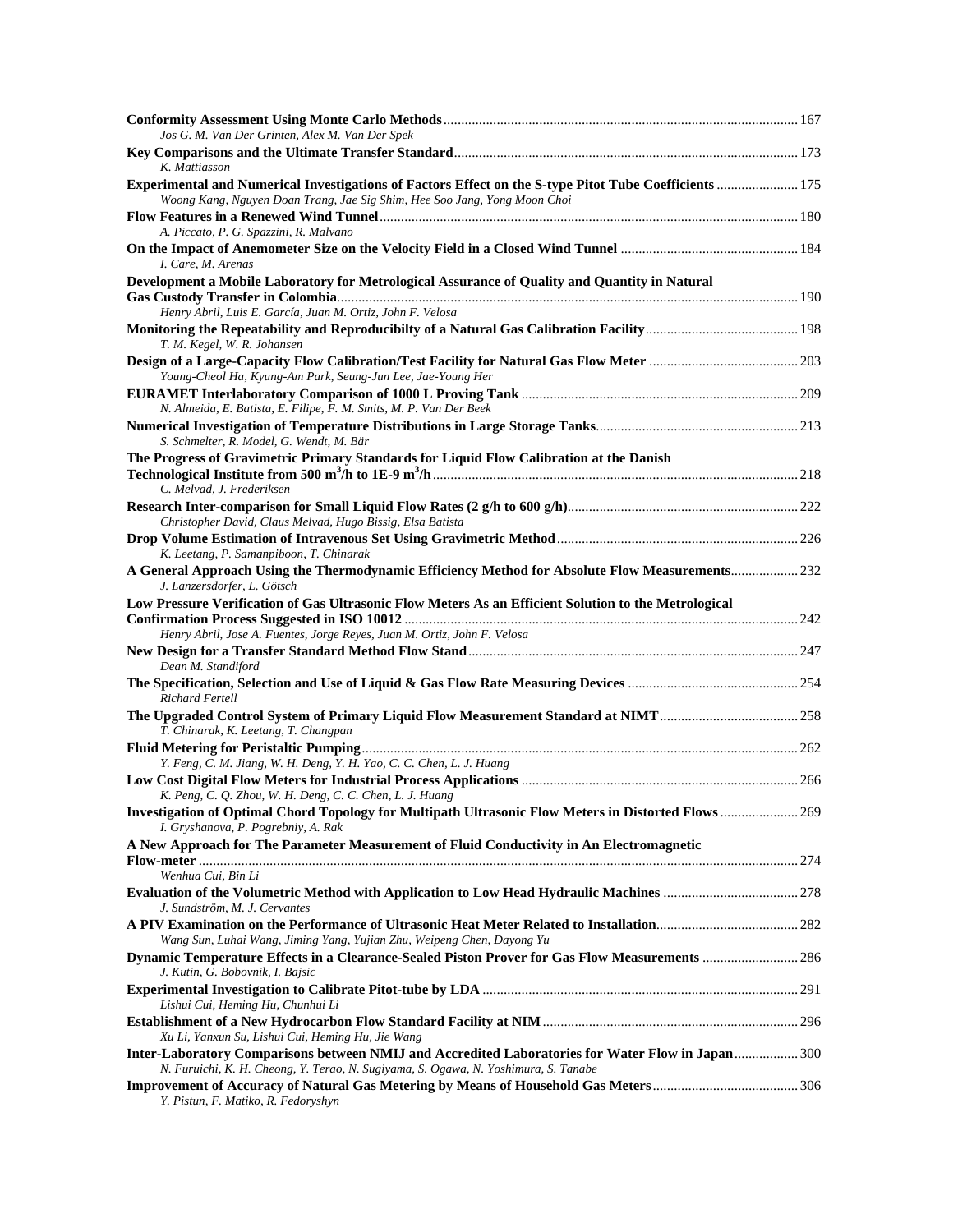**Conformity Assessment Using Monte Carlo Methods** ........ 167
*Jos G. M. Van Der Grinten, Alex M. Van Der Spek*

**Key Comparisons and the Ultimate Transfer Standard** ........ 173
*K. Mattiasson*

**Experimental and Numerical Investigations of Factors Effect on the S-type Pitot Tube Coefficients** ........ 175
*Woong Kang, Nguyen Doan Trang, Jae Sig Shim, Hee Soo Jang, Yong Moon Choi*

**Flow Features in a Renewed Wind Tunnel** ........ 180
*A. Piccato, P. G. Spazzini, R. Malvano*

**On the Impact of Anemometer Size on the Velocity Field in a Closed Wind Tunnel** ........ 184
*I. Care, M. Arenas*

**Development a Mobile Laboratory for Metrological Assurance of Quality and Quantity in Natural Gas Custody Transfer in Colombia** ........ 190
*Henry Abril, Luis E. García, Juan M. Ortiz, John F. Velosa*

**Monitoring the Repeatability and Reproducibilty of a Natural Gas Calibration Facility** ........ 198
*T. M. Kegel, W. R. Johansen*

**Design of a Large-Capacity Flow Calibration/Test Facility for Natural Gas Flow Meter** ........ 203
*Young-Cheol Ha, Kyung-Am Park, Seung-Jun Lee, Jae-Young Her*

**EURAMET Interlaboratory Comparison of 1000 L Proving Tank** ........ 209
*N. Almeida, E. Batista, E. Filipe, F. M. Smits, M. P. Van Der Beek*

**Numerical Investigation of Temperature Distributions in Large Storage Tanks** ........ 213
*S. Schmelter, R. Model, G. Wendt, M. Bär*

**The Progress of Gravimetric Primary Standards for Liquid Flow Calibration at the Danish Technological Institute from 500 $m^3$/h to 1E-9 $m^3$/h** ........ 218
*C. Melvad, J. Frederiksen*

**Research Inter-comparison for Small Liquid Flow Rates (2 g/h to 600 g/h)** ........ 222
*Christopher David, Claus Melvad, Hugo Bissig, Elsa Batista*

**Drop Volume Estimation of Intravenous Set Using Gravimetric Method** ........ 226
*K. Leetang, P. Samanpiboon, T. Chinarak*

**A General Approach Using the Thermodynamic Efficiency Method for Absolute Flow Measurements** ........ 232
*J. Lanzersdorfer, L. Götsch*

**Low Pressure Verification of Gas Ultrasonic Flow Meters As an Efficient Solution to the Metrological Confirmation Process Suggested in ISO 10012** ........ 242
*Henry Abril, Jose A. Fuentes, Jorge Reyes, Juan M. Ortiz, John F. Velosa*

**New Design for a Transfer Standard Method Flow Stand** ........ 247
*Dean M. Standiford*

**The Specification, Selection and Use of Liquid & Gas Flow Rate Measuring Devices** ........ 254
*Richard Fertell*

**The Upgraded Control System of Primary Liquid Flow Measurement Standard at NIMT** ........ 258
*T. Chinarak, K. Leetang, T. Changpan*

**Fluid Metering for Peristaltic Pumping** ........ 262
*Y. Feng, C. M. Jiang, W. H. Deng, Y. H. Yao, C. C. Chen, L. J. Huang*

**Low Cost Digital Flow Meters for Industrial Process Applications** ........ 266
*K. Peng, C. Q. Zhou, W. H. Deng, C. C. Chen, L. J. Huang*

**Investigation of Optimal Chord Topology for Multipath Ultrasonic Flow Meters in Distorted Flows** ........ 269
*I. Gryshanova, P. Pogrebniy, A. Rak*

**A New Approach for The Parameter Measurement of Fluid Conductivity in An Electromagnetic Flow-meter** ........ 274
*Wenhua Cui, Bin Li*

**Evaluation of the Volumetric Method with Application to Low Head Hydraulic Machines** ........ 278
*J. Sundström, M. J. Cervantes*

**A PIV Examination on the Performance of Ultrasonic Heat Meter Related to Installation** ........ 282
*Wang Sun, Luhai Wang, Jiming Yang, Yujian Zhu, Weipeng Chen, Dayong Yu*

**Dynamic Temperature Effects in a Clearance-Sealed Piston Prover for Gas Flow Measurements** ........ 286
*J. Kutin, G. Bobovnik, I. Bajsic*

**Experimental Investigation to Calibrate Pitot-tube by LDA** ........ 291
*Lishui Cui, Heming Hu, Chunhui Li*

**Establishment of a New Hydrocarbon Flow Standard Facility at NIM** ........ 296
*Xu Li, Yanxun Su, Lishui Cui, Heming Hu, Jie Wang*

**Inter-Laboratory Comparisons between NMIJ and Accredited Laboratories for Water Flow in Japan** ........ 300
*N. Furuichi, K. H. Cheong, Y. Terao, N. Sugiyama, S. Ogawa, N. Yoshimura, S. Tanabe*

**Improvement of Accuracy of Natural Gas Metering by Means of Household Gas Meters** ........ 306
*Y. Pistun, F. Matiko, R. Fedoryshyn*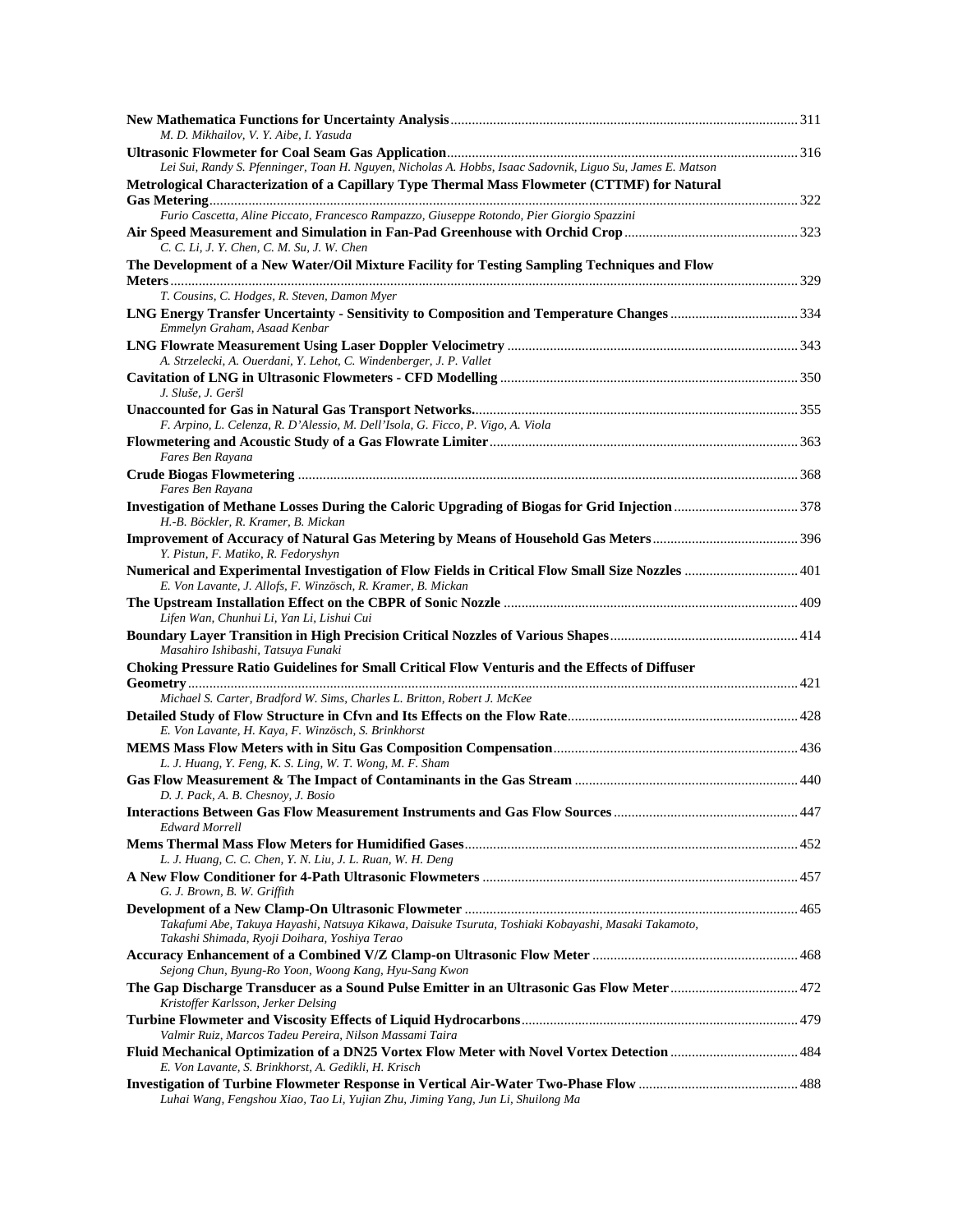**New Mathematica Functions for Uncertainty Analysis** ... 311
*M. D. Mikhailov, V. Y. Aibe, I. Yasuda*

**Ultrasonic Flowmeter for Coal Seam Gas Application** ... 316
*Lei Sui, Randy S. Pfenninger, Toan H. Nguyen, Nicholas A. Hobbs, Isaac Sadovnik, Liguo Su, James E. Matson*

**Metrological Characterization of a Capillary Type Thermal Mass Flowmeter (CTTMF) for Natural Gas Metering** ... 322
*Furio Cascetta, Aline Piccato, Francesco Rampazzo, Giuseppe Rotondo, Pier Giorgio Spazzini*

**Air Speed Measurement and Simulation in Fan-Pad Greenhouse with Orchid Crop** ... 323
*C. C. Li, J. Y. Chen, C. M. Su, J. W. Chen*

**The Development of a New Water/Oil Mixture Facility for Testing Sampling Techniques and Flow Meters** ... 329
*T. Cousins, C. Hodges, R. Steven, Damon Myer*

**LNG Energy Transfer Uncertainty - Sensitivity to Composition and Temperature Changes** ... 334
*Emmelyn Graham, Asaad Kenbar*

**LNG Flowrate Measurement Using Laser Doppler Velocimetry** ... 343
*A. Strzelecki, A. Ouerdani, Y. Lehot, C. Windenberger, J. P. Vallet*

**Cavitation of LNG in Ultrasonic Flowmeters - CFD Modelling** ... 350
*J. Sluše, J. Geršl*

**Unaccounted for Gas in Natural Gas Transport Networks.** ... 355
*F. Arpino, L. Celenza, R. D'Alessio, M. Dell'Isola, G. Ficco, P. Vigo, A. Viola*

**Flowmetering and Acoustic Study of a Gas Flowrate Limiter** ... 363
*Fares Ben Rayana*

**Crude Biogas Flowmetering** ... 368
*Fares Ben Rayana*

**Investigation of Methane Losses During the Caloric Upgrading of Biogas for Grid Injection** ... 378
*H.-B. Böckler, R. Kramer, B. Mickan*

**Improvement of Accuracy of Natural Gas Metering by Means of Household Gas Meters** ... 396
*Y. Pistun, F. Matiko, R. Fedoryshyn*

**Numerical and Experimental Investigation of Flow Fields in Critical Flow Small Size Nozzles** ... 401
*E. Von Lavante, J. Allofs, F. Winzösch, R. Kramer, B. Mickan*

**The Upstream Installation Effect on the CBPR of Sonic Nozzle** ... 409
*Lifen Wan, Chunhui Li, Yan Li, Lishui Cui*

**Boundary Layer Transition in High Precision Critical Nozzles of Various Shapes** ... 414
*Masahiro Ishibashi, Tatsuya Funaki*

**Choking Pressure Ratio Guidelines for Small Critical Flow Venturis and the Effects of Diffuser Geometry** ... 421
*Michael S. Carter, Bradford W. Sims, Charles L. Britton, Robert J. McKee*

**Detailed Study of Flow Structure in Cfvn and Its Effects on the Flow Rate** ... 428
*E. Von Lavante, H. Kaya, F. Winzösch, S. Brinkhorst*

**MEMS Mass Flow Meters with in Situ Gas Composition Compensation** ... 436
*L. J. Huang, Y. Feng, K. S. Ling, W. T. Wong, M. F. Sham*

**Gas Flow Measurement & The Impact of Contaminants in the Gas Stream** ... 440
*D. J. Pack, A. B. Chesnoy, J. Bosio*

**Interactions Between Gas Flow Measurement Instruments and Gas Flow Sources** ... 447
*Edward Morrell*

**Mems Thermal Mass Flow Meters for Humidified Gases** ... 452
*L. J. Huang, C. C. Chen, Y. N. Liu, J. L. Ruan, W. H. Deng*

**A New Flow Conditioner for 4-Path Ultrasonic Flowmeters** ... 457
*G. J. Brown, B. W. Griffith*

**Development of a New Clamp-On Ultrasonic Flowmeter** ... 465
*Takafumi Abe, Takuya Hayashi, Natsuya Kikawa, Daisuke Tsuruta, Toshiaki Kobayashi, Masaki Takamoto, Takashi Shimada, Ryoji Doihara, Yoshiya Terao*

**Accuracy Enhancement of a Combined V/Z Clamp-on Ultrasonic Flow Meter** ... 468
*Sejong Chun, Byung-Ro Yoon, Woong Kang, Hyu-Sang Kwon*

**The Gap Discharge Transducer as a Sound Pulse Emitter in an Ultrasonic Gas Flow Meter** ... 472
*Kristoffer Karlsson, Jerker Delsing*

**Turbine Flowmeter and Viscosity Effects of Liquid Hydrocarbons** ... 479
*Valmir Ruiz, Marcos Tadeu Pereira, Nilson Massami Taira*

**Fluid Mechanical Optimization of a DN25 Vortex Flow Meter with Novel Vortex Detection** ... 484
*E. Von Lavante, S. Brinkhorst, A. Gedikli, H. Krisch*

**Investigation of Turbine Flowmeter Response in Vertical Air-Water Two-Phase Flow** ... 488
*Luhai Wang, Fengshou Xiao, Tao Li, Yujian Zhu, Jiming Yang, Jun Li, Shuilong Ma*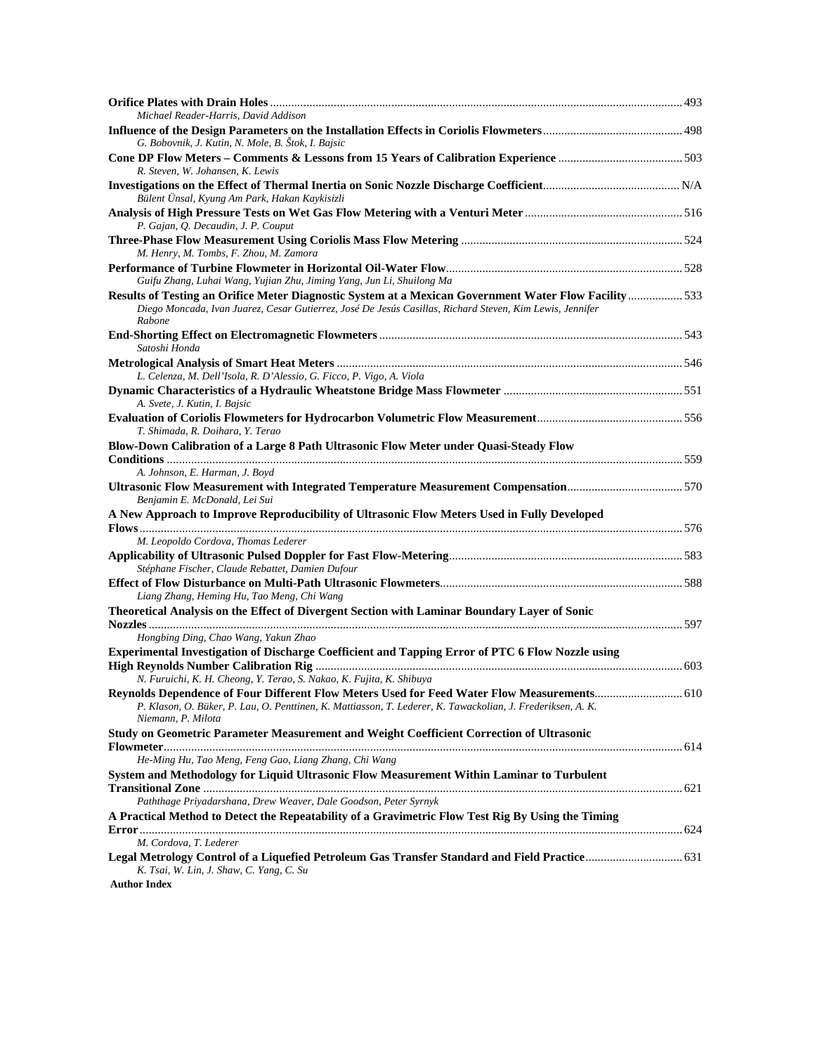**Orifice Plates with Drain Holes** ... 493
*Michael Reader-Harris, David Addison*

**Influence of the Design Parameters on the Installation Effects in Coriolis Flowmeters** ... 498
*G. Bobovnik, J. Kutin, N. Mole, B. Štok, I. Bajsic*

**Cone DP Flow Meters – Comments & Lessons from 15 Years of Calibration Experience** ... 503
*R. Steven, W. Johansen, K. Lewis*

**Investigations on the Effect of Thermal Inertia on Sonic Nozzle Discharge Coefficient** ... N/A
*Bülent Ünsal, Kyung Am Park, Hakan Kaykisizli*

**Analysis of High Pressure Tests on Wet Gas Flow Metering with a Venturi Meter** ... 516
*P. Gajan, Q. Decaudin, J. P. Couput*

**Three-Phase Flow Measurement Using Coriolis Mass Flow Metering** ... 524
*M. Henry, M. Tombs, F. Zhou, M. Zamora*

**Performance of Turbine Flowmeter in Horizontal Oil-Water Flow** ... 528
*Guifu Zhang, Luhai Wang, Yujian Zhu, Jiming Yang, Jun Li, Shuilong Ma*

**Results of Testing an Orifice Meter Diagnostic System at a Mexican Government Water Flow Facility** ... 533
*Diego Moncada, Ivan Juarez, Cesar Gutierrez, José De Jesús Casillas, Richard Steven, Kim Lewis, Jennifer Rabone*

**End-Shorting Effect on Electromagnetic Flowmeters** ... 543
*Satoshi Honda*

**Metrological Analysis of Smart Heat Meters** ... 546
*L. Celenza, M. Dell'Isola, R. D'Alessio, G. Ficco, P. Vigo, A. Viola*

**Dynamic Characteristics of a Hydraulic Wheatstone Bridge Mass Flowmeter** ... 551
*A. Svete, J. Kutin, I. Bajsic*

**Evaluation of Coriolis Flowmeters for Hydrocarbon Volumetric Flow Measurement** ... 556
*T. Shimada, R. Doihara, Y. Terao*

**Blow-Down Calibration of a Large 8 Path Ultrasonic Flow Meter under Quasi-Steady Flow Conditions** ... 559
*A. Johnson, E. Harman, J. Boyd*

**Ultrasonic Flow Measurement with Integrated Temperature Measurement Compensation** ... 570
*Benjamin E. McDonald, Lei Sui*

**A New Approach to Improve Reproducibility of Ultrasonic Flow Meters Used in Fully Developed Flows** ... 576
*M. Leopoldo Cordova, Thomas Lederer*

**Applicability of Ultrasonic Pulsed Doppler for Fast Flow-Metering** ... 583
*Stéphane Fischer, Claude Rebattet, Damien Dufour*

**Effect of Flow Disturbance on Multi-Path Ultrasonic Flowmeters** ... 588
*Liang Zhang, Heming Hu, Tao Meng, Chi Wang*

**Theoretical Analysis on the Effect of Divergent Section with Laminar Boundary Layer of Sonic Nozzles** ... 597
*Hongbing Ding, Chao Wang, Yakun Zhao*

**Experimental Investigation of Discharge Coefficient and Tapping Error of PTC 6 Flow Nozzle using High Reynolds Number Calibration Rig** ... 603
*N. Furuichi, K. H. Cheong, Y. Terao, S. Nakao, K. Fujita, K. Shibuya*

**Reynolds Dependence of Four Different Flow Meters Used for Feed Water Flow Measurements** ... 610
*P. Klason, O. Büker, P. Lau, O. Penttinen, K. Mattiasson, T. Lederer, K. Tawackolian, J. Frederiksen, A. K. Niemann, P. Milota*

**Study on Geometric Parameter Measurement and Weight Coefficient Correction of Ultrasonic Flowmeter** ... 614
*He-Ming Hu, Tao Meng, Feng Gao, Liang Zhang, Chi Wang*

**System and Methodology for Liquid Ultrasonic Flow Measurement Within Laminar to Turbulent Transitional Zone** ... 621
*Paththage Priyadarshana, Drew Weaver, Dale Goodson, Peter Syrnyk*

**A Practical Method to Detect the Repeatability of a Gravimetric Flow Test Rig By Using the Timing Error** ... 624
*M. Cordova, T. Lederer*

**Legal Metrology Control of a Liquefied Petroleum Gas Transfer Standard and Field Practice** ... 631
*K. Tsai, W. Lin, J. Shaw, C. Yang, C. Su*

**Author Index**